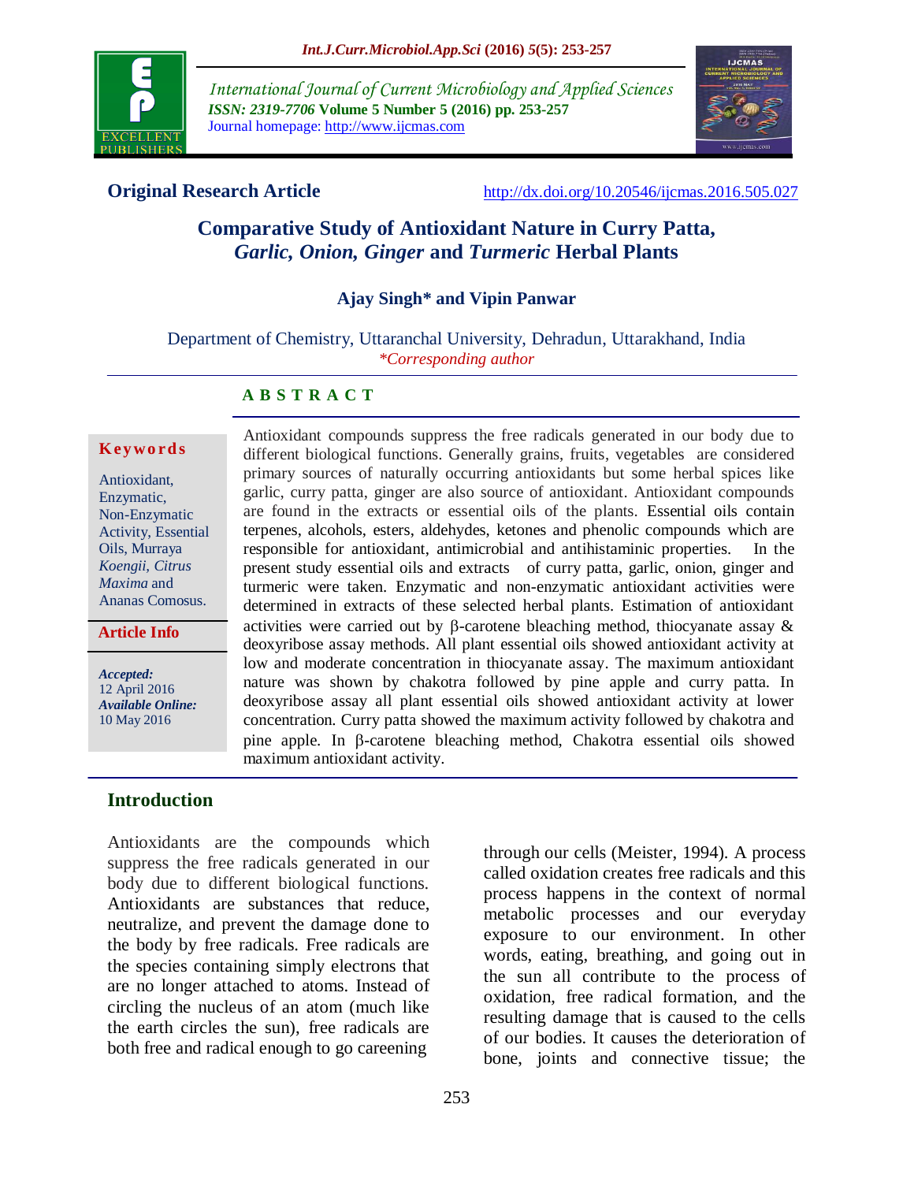**Original Research Article** http://dx.doi.org/10.20546/ijcmas.2016.505.027

# Comparative Study of Antioxidant Nature in Curry Patta, *Garlic, Onion, Ginger* and *Turmeric* Herbal Plants

**Ajay Singh* and Vipin Panwar**

Department of Chemistry, Uttaranchal University, Dehradun, Uttarakhand, India

*Corresponding author

**Keywords**

Antioxidant, Enzymatic, Non-Enzymatic Activity, Essential Oils, Murraya *Koengii, Citrus Maxima* and Ananas Comosus.

**Article Info**

***Accepted:*** 12 April 2016

***Available Online:*** 10 May 2016

## ABSTRACT

Antioxidant compounds suppress the free radicals generated in our body due to different biological functions. Generally grains, fruits, vegetables are considered primary sources of naturally occurring antioxidants but some herbal spices like garlic, curry patta, ginger are also source of antioxidant. Antioxidant compounds are found in the extracts or essential oils of the plants. Essential oils contain terpenes, alcohols, esters, aldehydes, ketones and phenolic compounds which are responsible for antioxidant, antimicrobial and antihistaminic properties. In the present study essential oils and extracts of curry patta, garlic, onion, ginger and turmeric were taken. Enzymatic and non-enzymatic antioxidant activities were determined in extracts of these selected herbal plants. Estimation of antioxidant activities were carried out by β-carotene bleaching method, thiocyanate assay & deoxyribose assay methods. All plant essential oils showed antioxidant activity at low and moderate concentration in thiocyanate assay. The maximum antioxidant nature was shown by chakotra followed by pine apple and curry patta. In deoxyribose assay all plant essential oils showed antioxidant activity at lower concentration. Curry patta showed the maximum activity followed by chakotra and pine apple. In β-carotene bleaching method, Chakotra essential oils showed maximum antioxidant activity.

## Introduction

Antioxidants are the compounds which suppress the free radicals generated in our body due to different biological functions. Antioxidants are substances that reduce, neutralize, and prevent the damage done to the body by free radicals. Free radicals are the species containing simply electrons that are no longer attached to atoms. Instead of circling the nucleus of an atom (much like the earth circles the sun), free radicals are both free and radical enough to go careening through our cells (Meister, 1994). A process called oxidation creates free radicals and this process happens in the context of normal metabolic processes and our everyday exposure to our environment. In other words, eating, breathing, and going out in the sun all contribute to the process of oxidation, free radical formation, and the resulting damage that is caused to the cells of our bodies. It causes the deterioration of bone, joints and connective tissue; the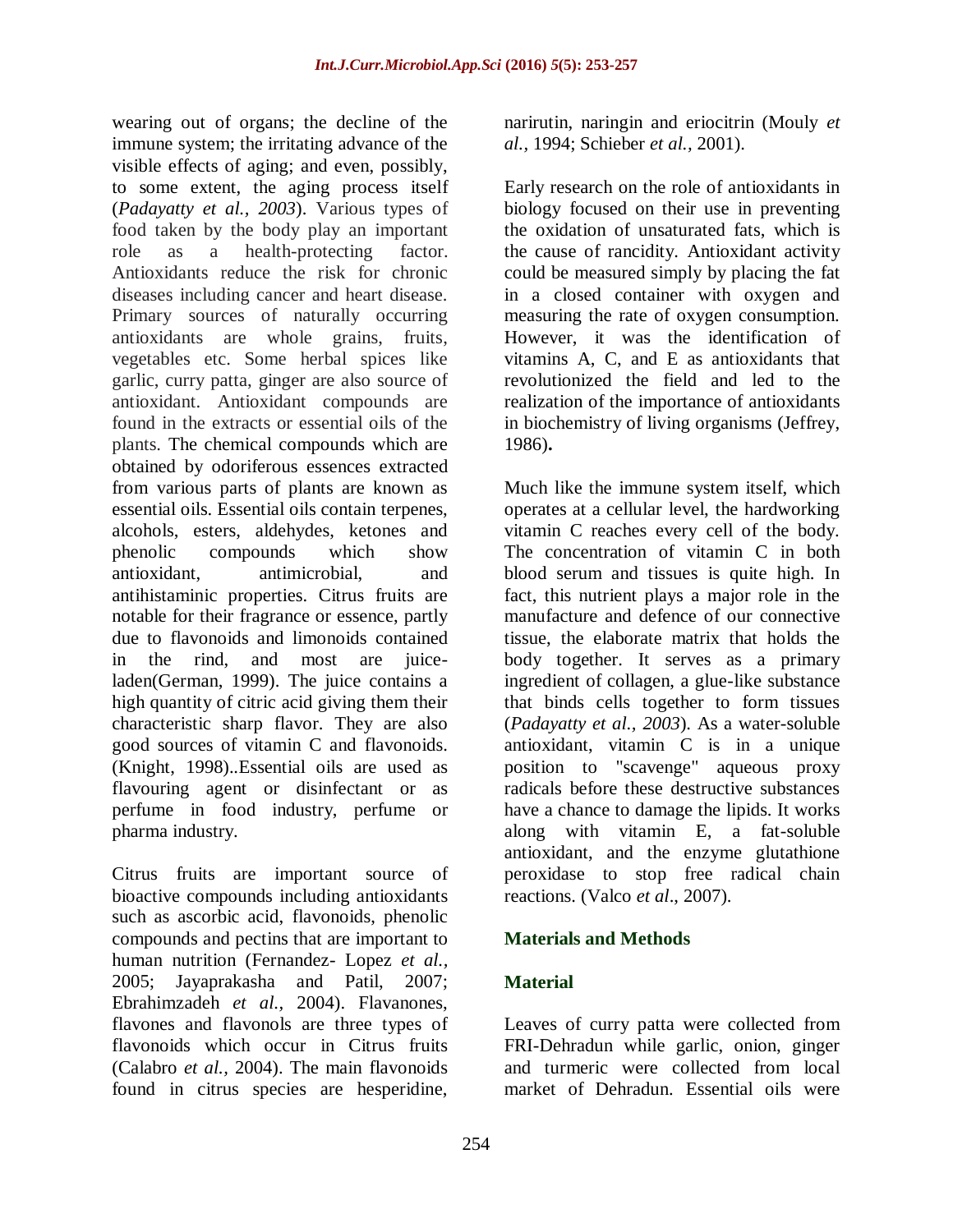wearing out of organs; the decline of the immune system; the irritating advance of the visible effects of aging; and even, possibly, to some extent, the aging process itself (*Padayatty et al., 2003*). Various types of food taken by the body play an important role as a health-protecting factor. Antioxidants reduce the risk for chronic diseases including cancer and heart disease. Primary sources of naturally occurring antioxidants are whole grains, fruits, vegetables etc. Some herbal spices like garlic, curry patta, ginger are also source of antioxidant. Antioxidant compounds are found in the extracts or essential oils of the plants. The chemical compounds which are obtained by odoriferous essences extracted from various parts of plants are known as essential oils. Essential oils contain terpenes, alcohols, esters, aldehydes, ketones and phenolic compounds which show antioxidant, antimicrobial, and antihistaminic properties. Citrus fruits are notable for their fragrance or essence, partly due to flavonoids and limonoids contained in the rind, and most are juice-laden(German, 1999). The juice contains a high quantity of citric acid giving them their characteristic sharp flavor. They are also good sources of vitamin C and flavonoids. (Knight, 1998)..Essential oils are used as flavouring agent or disinfectant or as perfume in food industry, perfume or pharma industry.

Citrus fruits are important source of bioactive compounds including antioxidants such as ascorbic acid, flavonoids, phenolic compounds and pectins that are important to human nutrition (Fernandez- Lopez *et al.,* 2005; Jayaprakasha and Patil, 2007; Ebrahimzadeh *et al.,* 2004). Flavanones, flavones and flavonols are three types of flavonoids which occur in Citrus fruits (Calabro *et al.,* 2004). The main flavonoids found in citrus species are hesperidine, narirutin, naringin and eriocitrin (Mouly *et al.,* 1994; Schieber *et al.,* 2001).

Early research on the role of antioxidants in biology focused on their use in preventing the oxidation of unsaturated fats, which is the cause of rancidity. Antioxidant activity could be measured simply by placing the fat in a closed container with oxygen and measuring the rate of oxygen consumption. However, it was the identification of vitamins A, C, and E as antioxidants that revolutionized the field and led to the realization of the importance of antioxidants in biochemistry of living organisms (Jeffrey, 1986)**.**

Much like the immune system itself, which operates at a cellular level, the hardworking vitamin C reaches every cell of the body. The concentration of vitamin C in both blood serum and tissues is quite high. In fact, this nutrient plays a major role in the manufacture and defence of our connective tissue, the elaborate matrix that holds the body together. It serves as a primary ingredient of collagen, a glue-like substance that binds cells together to form tissues (*Padayatty et al., 2003*). As a water-soluble antioxidant, vitamin C is in a unique position to "scavenge" aqueous proxy radicals before these destructive substances have a chance to damage the lipids. It works along with vitamin E, a fat-soluble antioxidant, and the enzyme glutathione peroxidase to stop free radical chain reactions. (Valco *et al*., 2007).

## Materials and Methods

### Material

Leaves of curry patta were collected from FRI-Dehradun while garlic, onion, ginger and turmeric were collected from local market of Dehradun. Essential oils were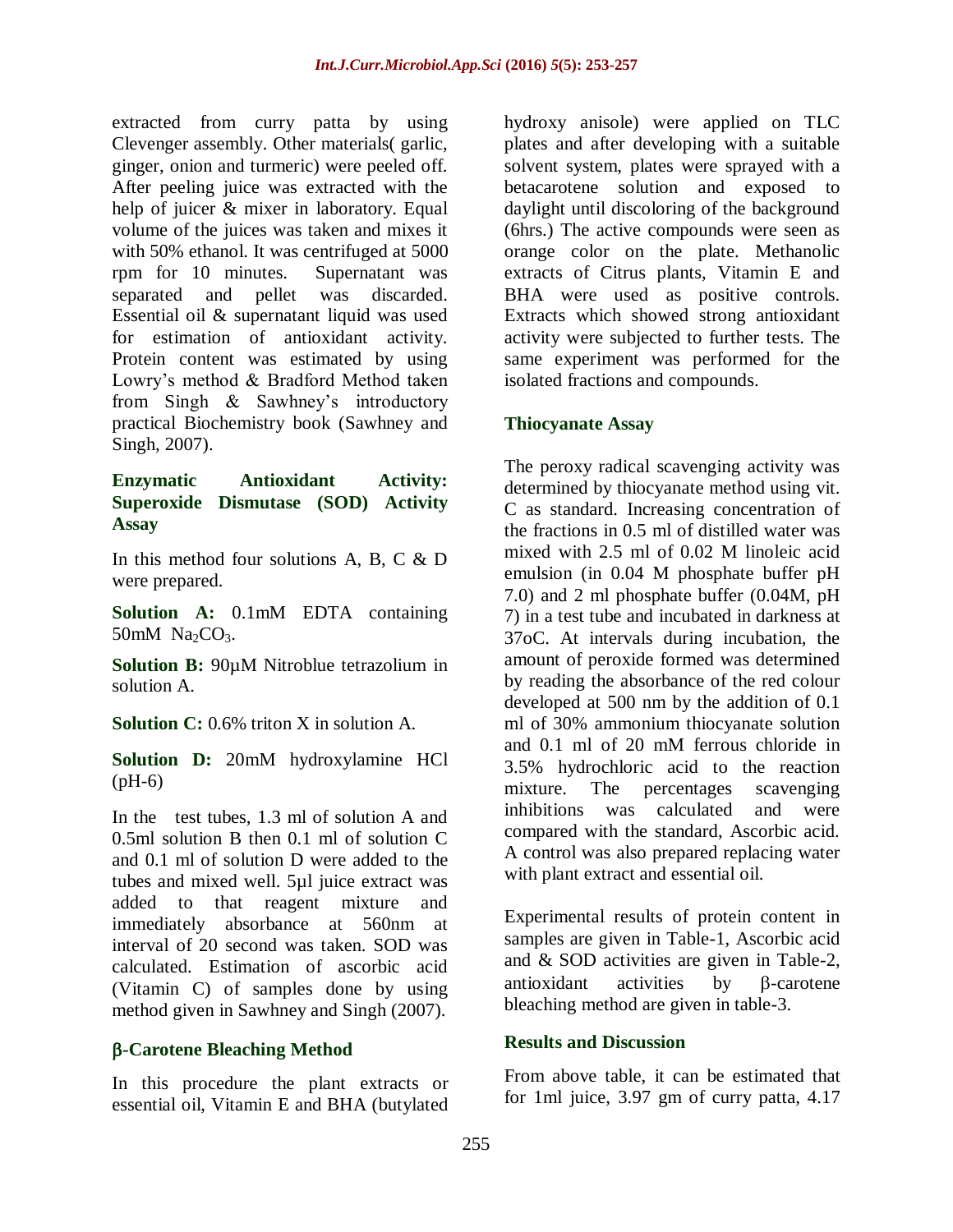extracted from curry patta by using Clevenger assembly. Other materials( garlic, ginger, onion and turmeric) were peeled off. After peeling juice was extracted with the help of juicer & mixer in laboratory. Equal volume of the juices was taken and mixes it with 50% ethanol. It was centrifuged at 5000 rpm for 10 minutes. Supernatant was separated and pellet was discarded. Essential oil & supernatant liquid was used for estimation of antioxidant activity. Protein content was estimated by using Lowry's method & Bradford Method taken from Singh & Sawhney's introductory practical Biochemistry book (Sawhney and Singh, 2007).

### Enzymatic Antioxidant Activity: Superoxide Dismutase (SOD) Activity Assay

In this method four solutions A, B, C & D were prepared.

**Solution A:** 0.1mM EDTA containing 50mM $Na_2CO_3$.

**Solution B:** 90µM Nitroblue tetrazolium in solution A.

**Solution C:** 0.6% triton X in solution A.

**Solution D:** 20mM hydroxylamine HCl (pH-6)

In the test tubes, 1.3 ml of solution A and 0.5ml solution B then 0.1 ml of solution C and 0.1 ml of solution D were added to the tubes and mixed well. 5µl juice extract was added to that reagent mixture and immediately absorbance at 560nm at interval of 20 second was taken. SOD was calculated. Estimation of ascorbic acid (Vitamin C) of samples done by using method given in Sawhney and Singh (2007).

### β-Carotene Bleaching Method

In this procedure the plant extracts or essential oil, Vitamin E and BHA (butylated hydroxy anisole) were applied on TLC plates and after developing with a suitable solvent system, plates were sprayed with a betacarotene solution and exposed to daylight until discoloring of the background (6hrs.) The active compounds were seen as orange color on the plate. Methanolic extracts of Citrus plants, Vitamin E and BHA were used as positive controls. Extracts which showed strong antioxidant activity were subjected to further tests. The same experiment was performed for the isolated fractions and compounds.

### Thiocyanate Assay

The peroxy radical scavenging activity was determined by thiocyanate method using vit. C as standard. Increasing concentration of the fractions in 0.5 ml of distilled water was mixed with 2.5 ml of 0.02 M linoleic acid emulsion (in 0.04 M phosphate buffer pH 7.0) and 2 ml phosphate buffer (0.04M, pH 7) in a test tube and incubated in darkness at 37oC. At intervals during incubation, the amount of peroxide formed was determined by reading the absorbance of the red colour developed at 500 nm by the addition of 0.1 ml of 30% ammonium thiocyanate solution and 0.1 ml of 20 mM ferrous chloride in 3.5% hydrochloric acid to the reaction mixture. The percentages scavenging inhibitions was calculated and were compared with the standard, Ascorbic acid. A control was also prepared replacing water with plant extract and essential oil.

Experimental results of protein content in samples are given in Table-1, Ascorbic acid and & SOD activities are given in Table-2, antioxidant activities by β-carotene bleaching method are given in table-3.

## Results and Discussion

From above table, it can be estimated that for 1ml juice, 3.97 gm of curry patta, 4.17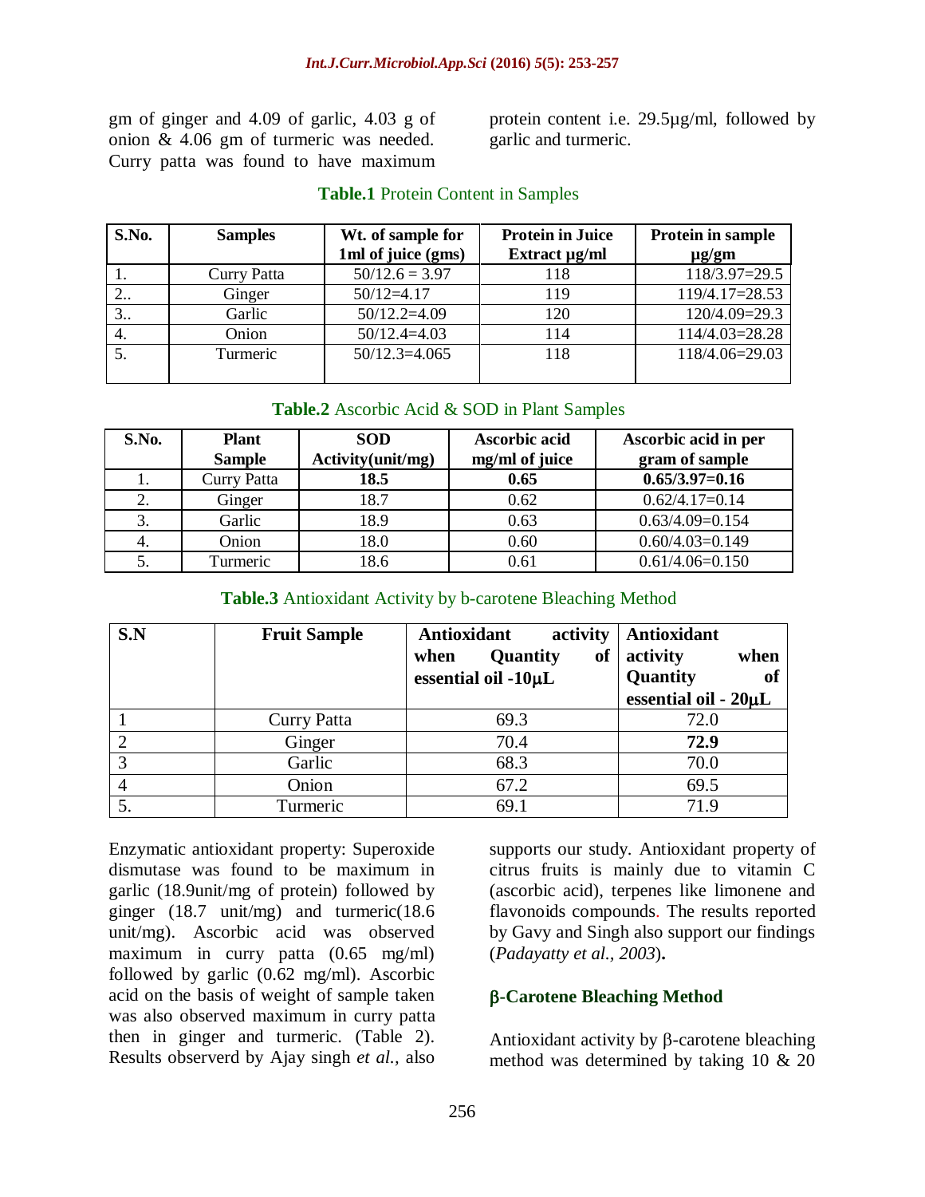gm of ginger and 4.09 of garlic, 4.03 g of onion & 4.06 gm of turmeric was needed. Curry patta was found to have maximum protein content i.e. 29.5µg/ml, followed by garlic and turmeric.

**Table.1** Protein Content in Samples

| S.No. | Samples | Wt. of sample for 1ml of juice (gms) | Protein in Juice Extract µg/ml | Protein in sample µg/gm |
|---|---|---|---|---|
| 1. | Curry Patta | 50/12.6 = 3.97 | 118 | 118/3.97=29.5 |
| 2.. | Ginger | 50/12=4.17 | 119 | 119/4.17=28.53 |
| 3.. | Garlic | 50/12.2=4.09 | 120 | 120/4.09=29.3 |
| 4. | Onion | 50/12.4=4.03 | 114 | 114/4.03=28.28 |
| 5. | Turmeric | 50/12.3=4.065 | 118 | 118/4.06=29.03 |

**Table.2** Ascorbic Acid & SOD in Plant Samples

| S.No. | Plant Sample | SOD Activity(unit/mg) | Ascorbic acid mg/ml of juice | Ascorbic acid in per gram of sample |
|---|---|---|---|---|
| 1. | Curry Patta | **18.5** | **0.65** | **0.65/3.97=0.16** |
| 2. | Ginger | 18.7 | 0.62 | 0.62/4.17=0.14 |
| 3. | Garlic | 18.9 | 0.63 | 0.63/4.09=0.154 |
| 4. | Onion | 18.0 | 0.60 | 0.60/4.03=0.149 |
| 5. | Turmeric | 18.6 | 0.61 | 0.61/4.06=0.150 |

**Table.3** Antioxidant Activity by b-carotene Bleaching Method

| S.N | Fruit Sample | Antioxidant activity when Quantity of essential oil -10µL | Antioxidant activity when Quantity of essential oil - 20µL |
|---|---|---|---|
| 1 | Curry Patta | 69.3 | 72.0 |
| 2 | Ginger | 70.4 | **72.9** |
| 3 | Garlic | 68.3 | 70.0 |
| 4 | Onion | 67.2 | 69.5 |
| 5. | Turmeric | 69.1 | 71.9 |

Enzymatic antioxidant property: Superoxide dismutase was found to be maximum in garlic (18.9unit/mg of protein) followed by ginger (18.7 unit/mg) and turmeric(18.6 unit/mg). Ascorbic acid was observed maximum in curry patta (0.65 mg/ml) followed by garlic (0.62 mg/ml). Ascorbic acid on the basis of weight of sample taken was also observed maximum in curry patta then in ginger and turmeric. (Table 2). Results observerd by Ajay singh *et al.,* also supports our study. Antioxidant property of citrus fruits is mainly due to vitamin C (ascorbic acid), terpenes like limonene and flavonoids compounds. The results reported by Gavy and Singh also support our findings (*Padayatty et al., 2003*)**.**

## β-Carotene Bleaching Method

Antioxidant activity by β-carotene bleaching method was determined by taking 10 & 20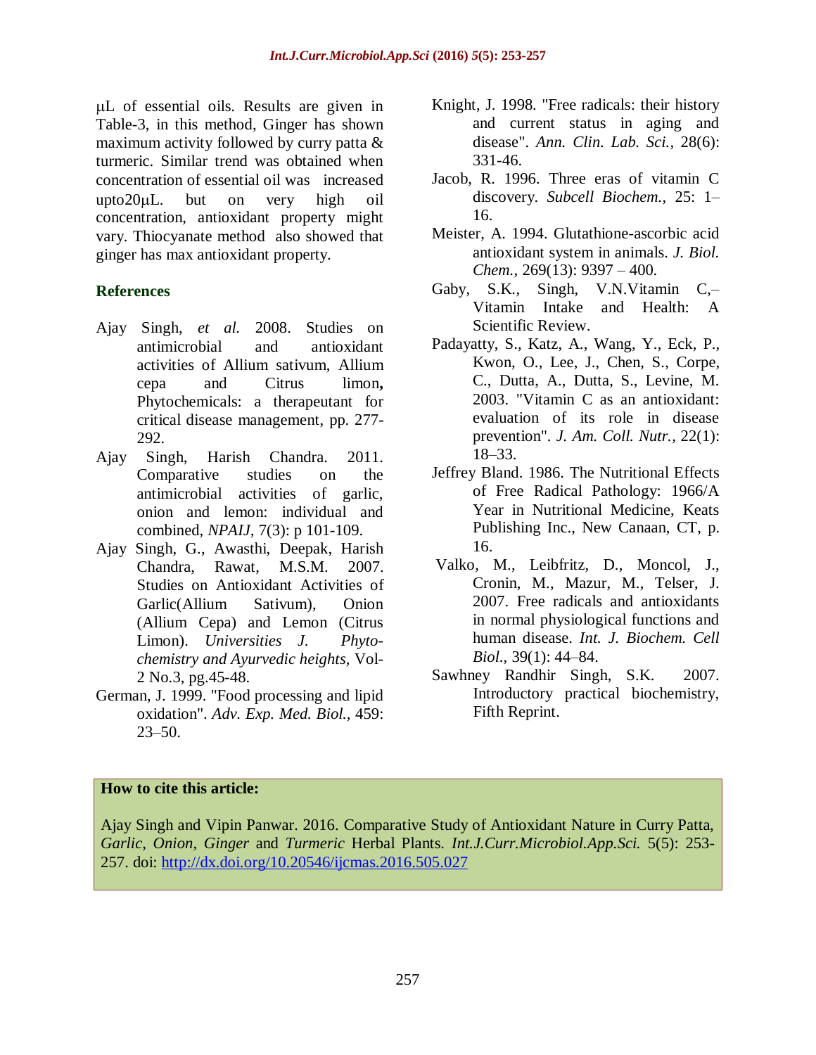μL of essential oils. Results are given in Table-3, in this method, Ginger has shown maximum activity followed by curry patta & turmeric. Similar trend was obtained when concentration of essential oil was increased upto20μL. but on very high oil concentration, antioxidant property might vary. Thiocyanate method also showed that ginger has max antioxidant property.

## References

- Ajay Singh, *et al.* 2008. Studies on antimicrobial and antioxidant activities of Allium sativum, Allium cepa and Citrus limon**,** Phytochemicals: a therapeutant for critical disease management, pp. 277-292.
- Ajay Singh, Harish Chandra. 2011. Comparative studies on the antimicrobial activities of garlic, onion and lemon: individual and combined, *NPAIJ*, 7(3): p 101-109.
- Ajay Singh, G., Awasthi, Deepak, Harish Chandra, Rawat, M.S.M. 2007. Studies on Antioxidant Activities of Garlic(Allium Sativum), Onion (Allium Cepa) and Lemon (Citrus Limon). *Universities J. Phyto-chemistry and Ayurvedic heights*, Vol-2 No.3, pg.45-48.
- German, J. 1999. "Food processing and lipid oxidation". *Adv. Exp. Med. Biol.*, 459: 23–50.
- Knight, J. 1998. "Free radicals: their history and current status in aging and disease". *Ann. Clin. Lab. Sci.*, 28(6): 331-46.
- Jacob, R. 1996. Three eras of vitamin C discovery. *Subcell Biochem.*, 25: 1–16.
- Meister, A. 1994. Glutathione-ascorbic acid antioxidant system in animals. *J. Biol. Chem.*, 269(13): 9397 – 400.
- Gaby, S.K., Singh, V.N.Vitamin C,– Vitamin Intake and Health: A Scientific Review.
- Padayatty, S., Katz, A., Wang, Y., Eck, P., Kwon, O., Lee, J., Chen, S., Corpe, C., Dutta, A., Dutta, S., Levine, M. 2003. "Vitamin C as an antioxidant: evaluation of its role in disease prevention". *J. Am. Coll. Nutr.*, 22(1): 18–33.
- Jeffrey Bland. 1986. The Nutritional Effects of Free Radical Pathology: 1966/A Year in Nutritional Medicine, Keats Publishing Inc., New Canaan, CT, p. 16.
- Valko, M., Leibfritz, D., Moncol, J., Cronin, M., Mazur, M., Telser, J. 2007. Free radicals and antioxidants in normal physiological functions and human disease. *Int. J. Biochem. Cell Biol.*, 39(1): 44–84.
- Sawhney Randhir Singh, S.K. 2007. Introductory practical biochemistry, Fifth Reprint.

**How to cite this article:**

Ajay Singh and Vipin Panwar. 2016. Comparative Study of Antioxidant Nature in Curry Patta, *Garlic, Onion, Ginger* and *Turmeric* Herbal Plants. *Int.J.Curr.Microbiol.App.Sci.* 5(5): 253-257. doi: http://dx.doi.org/10.20546/ijcmas.2016.505.027